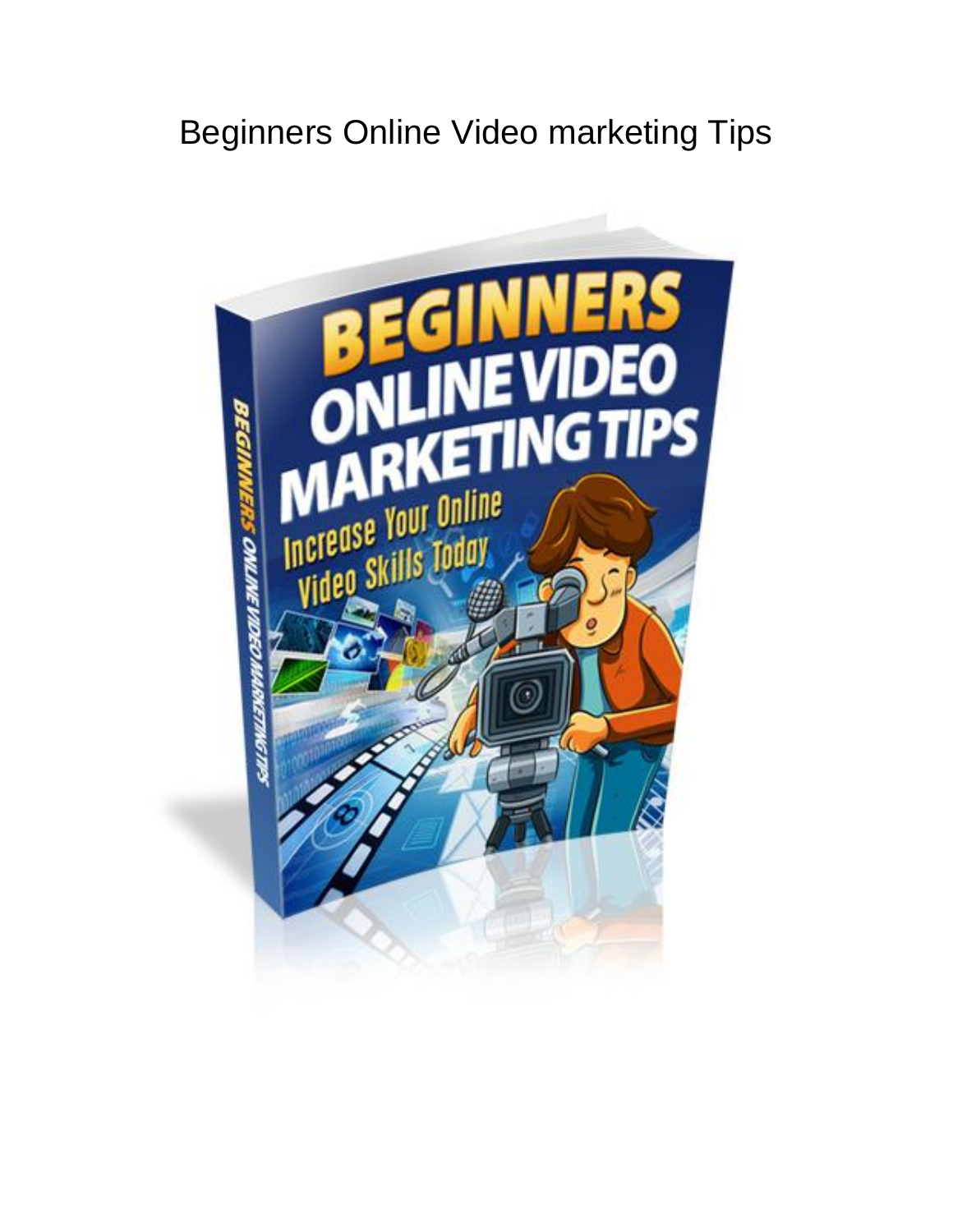# Beginners Online Video marketing Tips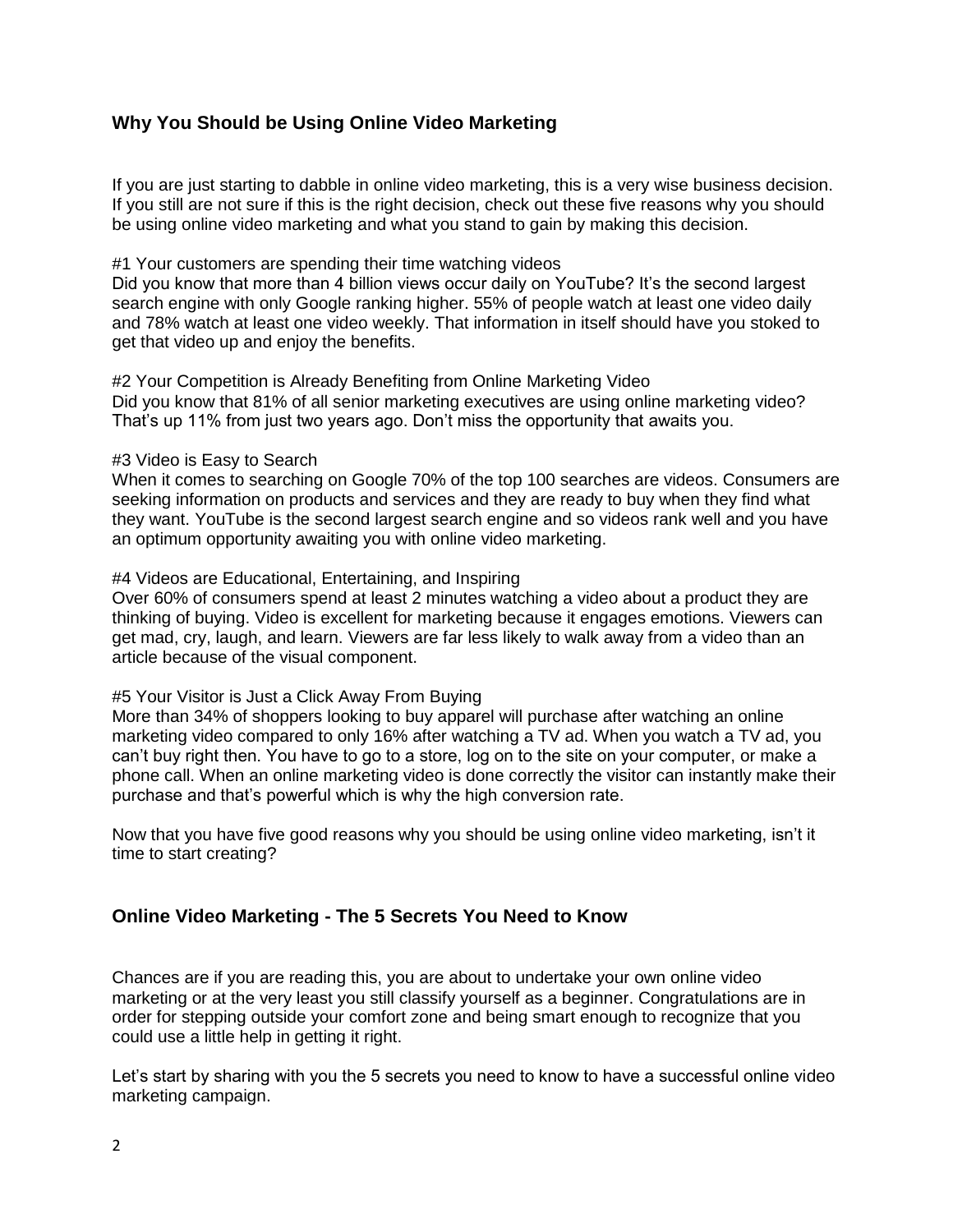## Why You Should be Using Online Video Marketing

If you are just starting to dabble in online video marketing, this is a very wise business decision. If you still are not sure if this is the right decision, check out these five reasons why you should be using online video marketing and what you stand to gain by making this decision.

#1 Your customers are spending their time watching videos
Did you know that more than 4 billion views occur daily on YouTube? It's the second largest search engine with only Google ranking higher. 55% of people watch at least one video daily and 78% watch at least one video weekly. That information in itself should have you stoked to get that video up and enjoy the benefits.

#2 Your Competition is Already Benefiting from Online Marketing Video
Did you know that 81% of all senior marketing executives are using online marketing video? That's up 11% from just two years ago. Don't miss the opportunity that awaits you.

#3 Video is Easy to Search
When it comes to searching on Google 70% of the top 100 searches are videos. Consumers are seeking information on products and services and they are ready to buy when they find what they want. YouTube is the second largest search engine and so videos rank well and you have an optimum opportunity awaiting you with online video marketing.

#4 Videos are Educational, Entertaining, and Inspiring
Over 60% of consumers spend at least 2 minutes watching a video about a product they are thinking of buying. Video is excellent for marketing because it engages emotions. Viewers can get mad, cry, laugh, and learn. Viewers are far less likely to walk away from a video than an article because of the visual component.

#5 Your Visitor is Just a Click Away From Buying
More than 34% of shoppers looking to buy apparel will purchase after watching an online marketing video compared to only 16% after watching a TV ad. When you watch a TV ad, you can't buy right then. You have to go to a store, log on to the site on your computer, or make a phone call. When an online marketing video is done correctly the visitor can instantly make their purchase and that's powerful which is why the high conversion rate.

Now that you have five good reasons why you should be using online video marketing, isn't it time to start creating?

## Online Video Marketing - The 5 Secrets You Need to Know

Chances are if you are reading this, you are about to undertake your own online video marketing or at the very least you still classify yourself as a beginner. Congratulations are in order for stepping outside your comfort zone and being smart enough to recognize that you could use a little help in getting it right.

Let's start by sharing with you the 5 secrets you need to know to have a successful online video marketing campaign.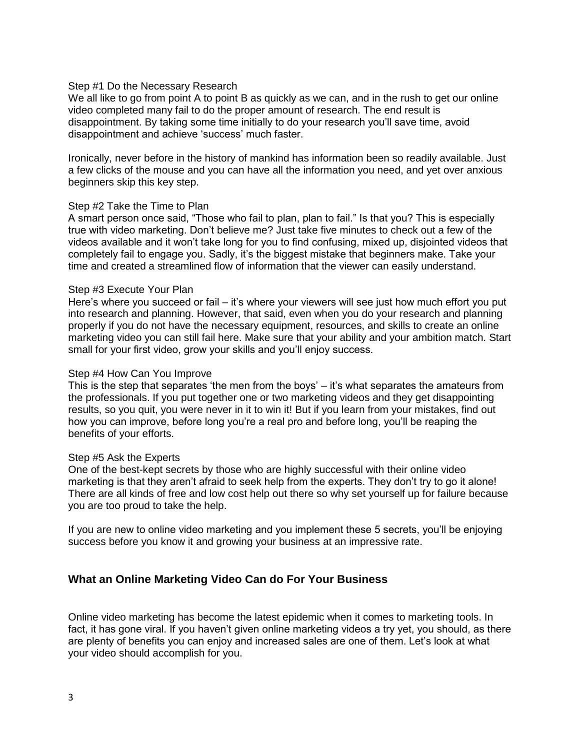Step #1 Do the Necessary Research

We all like to go from point A to point B as quickly as we can, and in the rush to get our online video completed many fail to do the proper amount of research. The end result is disappointment. By taking some time initially to do your research you'll save time, avoid disappointment and achieve 'success' much faster.

Ironically, never before in the history of mankind has information been so readily available. Just a few clicks of the mouse and you can have all the information you need, and yet over anxious beginners skip this key step.

Step #2 Take the Time to Plan

A smart person once said, "Those who fail to plan, plan to fail." Is that you? This is especially true with video marketing. Don't believe me? Just take five minutes to check out a few of the videos available and it won't take long for you to find confusing, mixed up, disjointed videos that completely fail to engage you. Sadly, it's the biggest mistake that beginners make. Take your time and created a streamlined flow of information that the viewer can easily understand.

Step #3 Execute Your Plan

Here's where you succeed or fail – it's where your viewers will see just how much effort you put into research and planning. However, that said, even when you do your research and planning properly if you do not have the necessary equipment, resources, and skills to create an online marketing video you can still fail here. Make sure that your ability and your ambition match. Start small for your first video, grow your skills and you'll enjoy success.

Step #4 How Can You Improve

This is the step that separates 'the men from the boys' – it's what separates the amateurs from the professionals. If you put together one or two marketing videos and they get disappointing results, so you quit, you were never in it to win it! But if you learn from your mistakes, find out how you can improve, before long you're a real pro and before long, you'll be reaping the benefits of your efforts.

Step #5 Ask the Experts

One of the best-kept secrets by those who are highly successful with their online video marketing is that they aren't afraid to seek help from the experts. They don't try to go it alone! There are all kinds of free and low cost help out there so why set yourself up for failure because you are too proud to take the help.

If you are new to online video marketing and you implement these 5 secrets, you'll be enjoying success before you know it and growing your business at an impressive rate.

## What an Online Marketing Video Can do For Your Business

Online video marketing has become the latest epidemic when it comes to marketing tools. In fact, it has gone viral. If you haven't given online marketing videos a try yet, you should, as there are plenty of benefits you can enjoy and increased sales are one of them. Let's look at what your video should accomplish for you.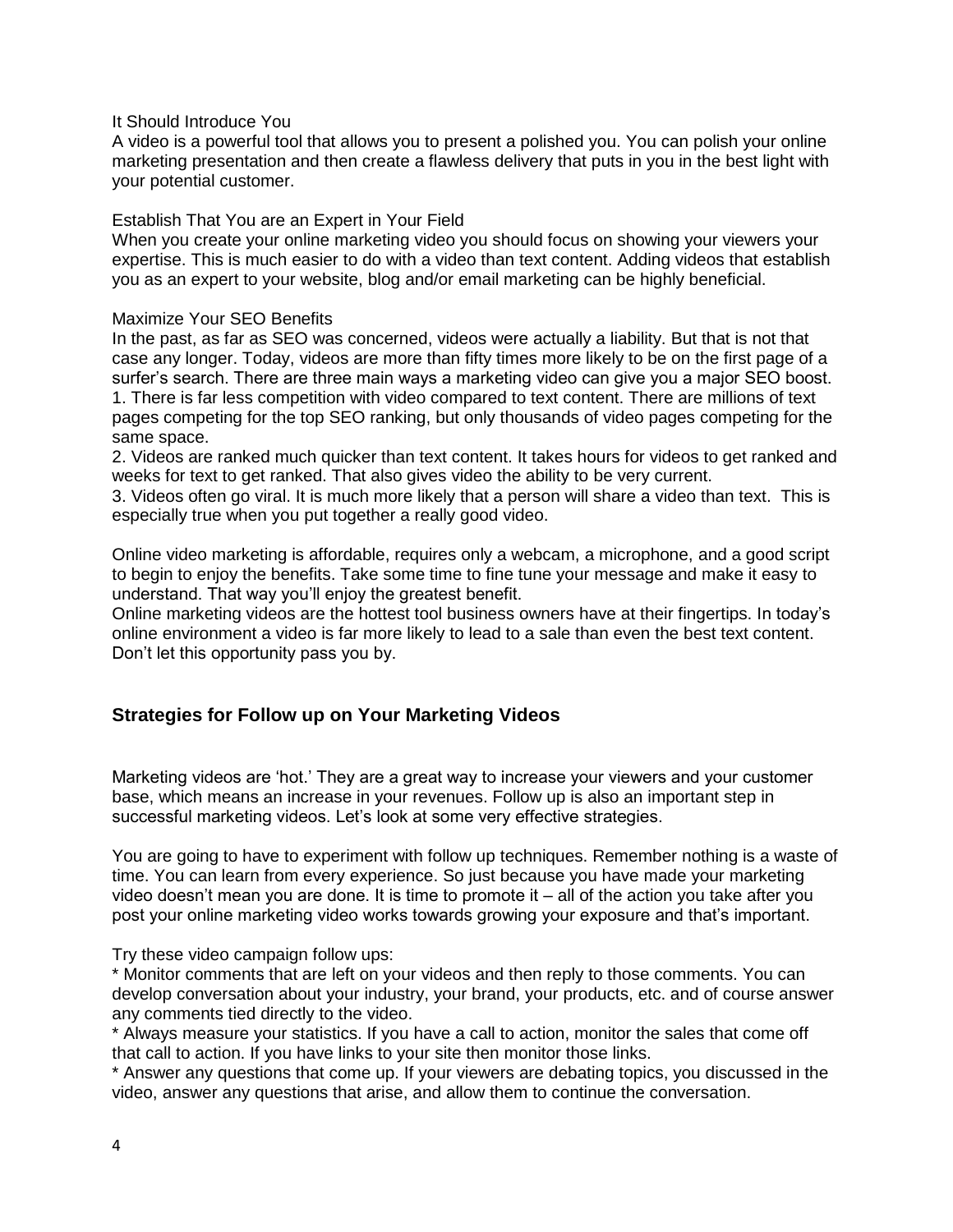It Should Introduce You

A video is a powerful tool that allows you to present a polished you. You can polish your online marketing presentation and then create a flawless delivery that puts in you in the best light with your potential customer.

Establish That You are an Expert in Your Field

When you create your online marketing video you should focus on showing your viewers your expertise. This is much easier to do with a video than text content. Adding videos that establish you as an expert to your website, blog and/or email marketing can be highly beneficial.

Maximize Your SEO Benefits

In the past, as far as SEO was concerned, videos were actually a liability. But that is not that case any longer. Today, videos are more than fifty times more likely to be on the first page of a surfer's search. There are three main ways a marketing video can give you a major SEO boost.

1. There is far less competition with video compared to text content. There are millions of text pages competing for the top SEO ranking, but only thousands of video pages competing for the same space.
2. Videos are ranked much quicker than text content. It takes hours for videos to get ranked and weeks for text to get ranked. That also gives video the ability to be very current.
3. Videos often go viral. It is much more likely that a person will share a video than text. This is especially true when you put together a really good video.

Online video marketing is affordable, requires only a webcam, a microphone, and a good script to begin to enjoy the benefits. Take some time to fine tune your message and make it easy to understand. That way you'll enjoy the greatest benefit.

Online marketing videos are the hottest tool business owners have at their fingertips. In today's online environment a video is far more likely to lead to a sale than even the best text content. Don't let this opportunity pass you by.

## Strategies for Follow up on Your Marketing Videos

Marketing videos are 'hot.' They are a great way to increase your viewers and your customer base, which means an increase in your revenues. Follow up is also an important step in successful marketing videos. Let's look at some very effective strategies.

You are going to have to experiment with follow up techniques. Remember nothing is a waste of time. You can learn from every experience. So just because you have made your marketing video doesn't mean you are done. It is time to promote it – all of the action you take after you post your online marketing video works towards growing your exposure and that's important.

Try these video campaign follow ups:

* Monitor comments that are left on your videos and then reply to those comments. You can develop conversation about your industry, your brand, your products, etc. and of course answer any comments tied directly to the video.
* Always measure your statistics. If you have a call to action, monitor the sales that come off that call to action. If you have links to your site then monitor those links.
* Answer any questions that come up. If your viewers are debating topics, you discussed in the video, answer any questions that arise, and allow them to continue the conversation.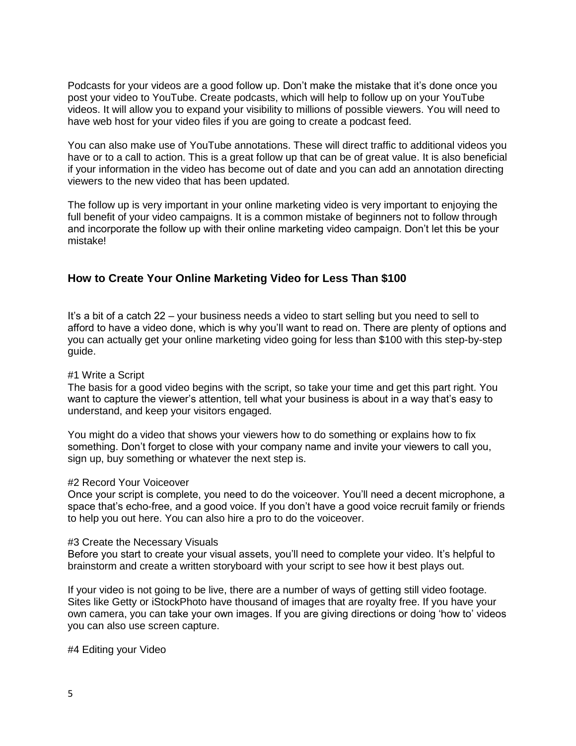Podcasts for your videos are a good follow up. Don't make the mistake that it's done once you post your video to YouTube. Create podcasts, which will help to follow up on your YouTube videos. It will allow you to expand your visibility to millions of possible viewers. You will need to have web host for your video files if you are going to create a podcast feed.

You can also make use of YouTube annotations. These will direct traffic to additional videos you have or to a call to action. This is a great follow up that can be of great value. It is also beneficial if your information in the video has become out of date and you can add an annotation directing viewers to the new video that has been updated.

The follow up is very important in your online marketing video is very important to enjoying the full benefit of your video campaigns. It is a common mistake of beginners not to follow through and incorporate the follow up with their online marketing video campaign. Don't let this be your mistake!

### How to Create Your Online Marketing Video for Less Than $100

It's a bit of a catch 22 – your business needs a video to start selling but you need to sell to afford to have a video done, which is why you'll want to read on. There are plenty of options and you can actually get your online marketing video going for less than $100 with this step-by-step guide.

#1 Write a Script
The basis for a good video begins with the script, so take your time and get this part right. You want to capture the viewer's attention, tell what your business is about in a way that's easy to understand, and keep your visitors engaged.

You might do a video that shows your viewers how to do something or explains how to fix something. Don't forget to close with your company name and invite your viewers to call you, sign up, buy something or whatever the next step is.

#2 Record Your Voiceover
Once your script is complete, you need to do the voiceover. You'll need a decent microphone, a space that's echo-free, and a good voice. If you don't have a good voice recruit family or friends to help you out here. You can also hire a pro to do the voiceover.

#3 Create the Necessary Visuals
Before you start to create your visual assets, you'll need to complete your video. It's helpful to brainstorm and create a written storyboard with your script to see how it best plays out.

If your video is not going to be live, there are a number of ways of getting still video footage. Sites like Getty or iStockPhoto have thousand of images that are royalty free. If you have your own camera, you can take your own images. If you are giving directions or doing 'how to' videos you can also use screen capture.

#4 Editing your Video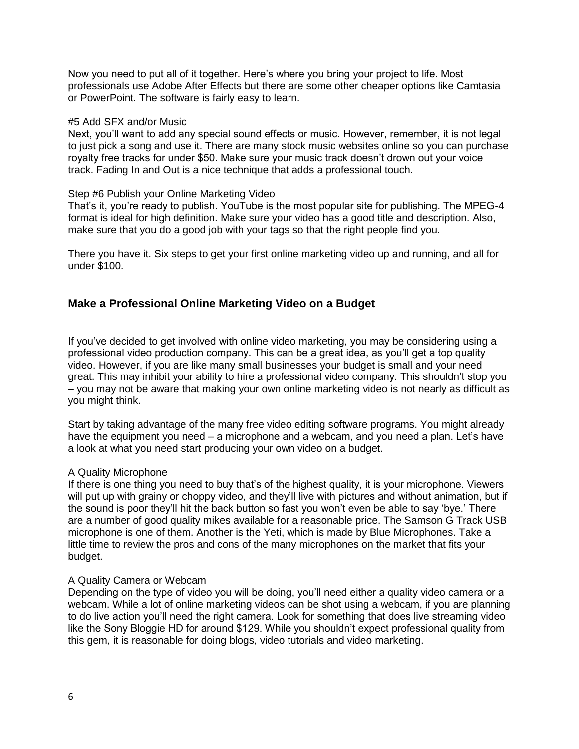Now you need to put all of it together. Here's where you bring your project to life. Most professionals use Adobe After Effects but there are some other cheaper options like Camtasia or PowerPoint. The software is fairly easy to learn.

#5 Add SFX and/or Music
Next, you'll want to add any special sound effects or music. However, remember, it is not legal to just pick a song and use it. There are many stock music websites online so you can purchase royalty free tracks for under $50. Make sure your music track doesn't drown out your voice track. Fading In and Out is a nice technique that adds a professional touch.

Step #6 Publish your Online Marketing Video
That's it, you're ready to publish. YouTube is the most popular site for publishing. The MPEG-4 format is ideal for high definition. Make sure your video has a good title and description. Also, make sure that you do a good job with your tags so that the right people find you.

There you have it. Six steps to get your first online marketing video up and running, and all for under $100.

## Make a Professional Online Marketing Video on a Budget

If you've decided to get involved with online video marketing, you may be considering using a professional video production company. This can be a great idea, as you'll get a top quality video. However, if you are like many small businesses your budget is small and your need great. This may inhibit your ability to hire a professional video company. This shouldn't stop you – you may not be aware that making your own online marketing video is not nearly as difficult as you might think.

Start by taking advantage of the many free video editing software programs. You might already have the equipment you need – a microphone and a webcam, and you need a plan. Let's have a look at what you need start producing your own video on a budget.

A Quality Microphone
If there is one thing you need to buy that's of the highest quality, it is your microphone. Viewers will put up with grainy or choppy video, and they'll live with pictures and without animation, but if the sound is poor they'll hit the back button so fast you won't even be able to say 'bye.' There are a number of good quality mikes available for a reasonable price. The Samson G Track USB microphone is one of them. Another is the Yeti, which is made by Blue Microphones. Take a little time to review the pros and cons of the many microphones on the market that fits your budget.

A Quality Camera or Webcam
Depending on the type of video you will be doing, you'll need either a quality video camera or a webcam. While a lot of online marketing videos can be shot using a webcam, if you are planning to do live action you'll need the right camera. Look for something that does live streaming video like the Sony Bloggie HD for around $129. While you shouldn't expect professional quality from this gem, it is reasonable for doing blogs, video tutorials and video marketing.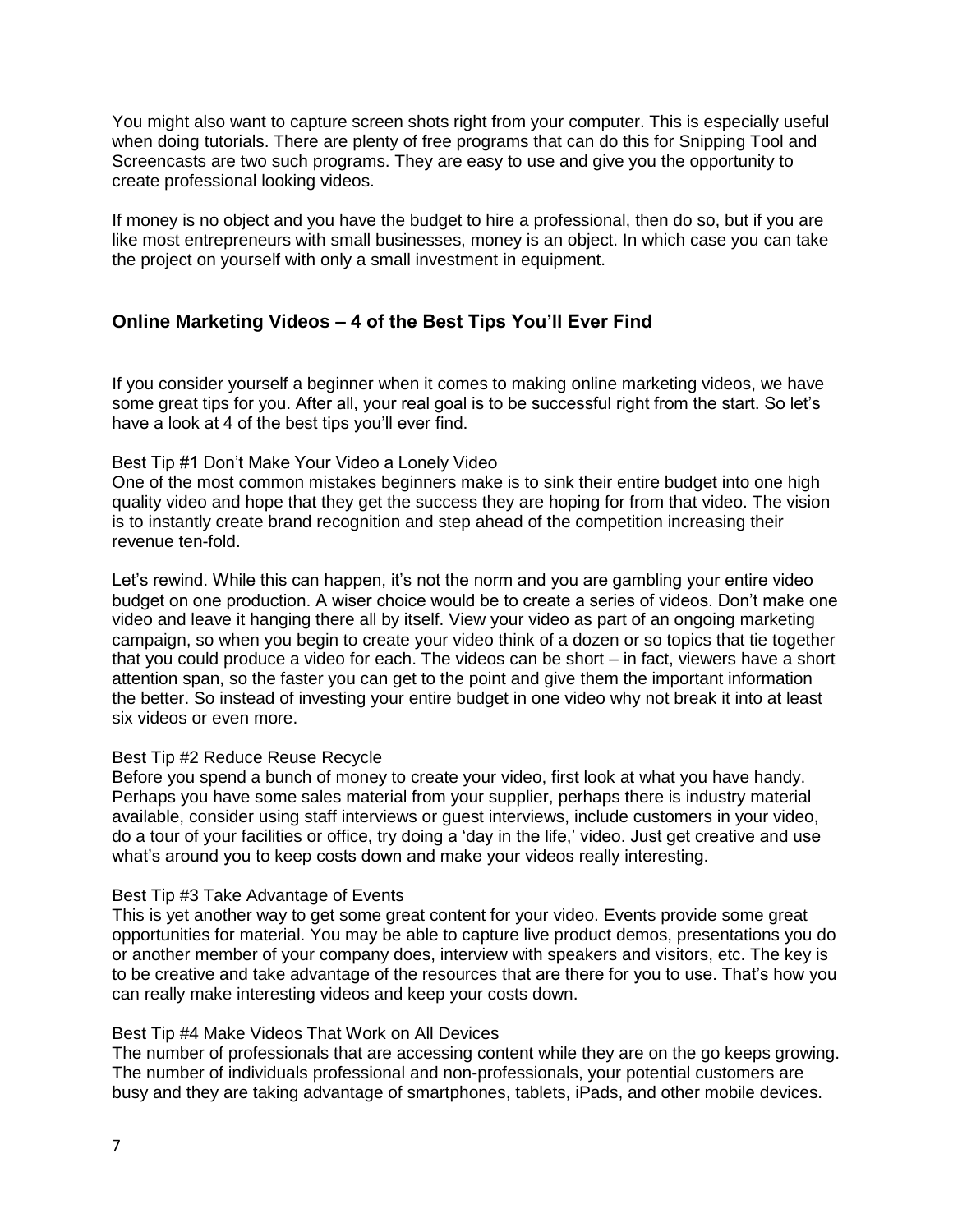You might also want to capture screen shots right from your computer. This is especially useful when doing tutorials. There are plenty of free programs that can do this for Snipping Tool and Screencasts are two such programs. They are easy to use and give you the opportunity to create professional looking videos.

If money is no object and you have the budget to hire a professional, then do so, but if you are like most entrepreneurs with small businesses, money is an object. In which case you can take the project on yourself with only a small investment in equipment.

## Online Marketing Videos – 4 of the Best Tips You'll Ever Find

If you consider yourself a beginner when it comes to making online marketing videos, we have some great tips for you. After all, your real goal is to be successful right from the start. So let's have a look at 4 of the best tips you'll ever find.

Best Tip #1 Don't Make Your Video a Lonely Video
One of the most common mistakes beginners make is to sink their entire budget into one high quality video and hope that they get the success they are hoping for from that video. The vision is to instantly create brand recognition and step ahead of the competition increasing their revenue ten-fold.

Let's rewind. While this can happen, it's not the norm and you are gambling your entire video budget on one production. A wiser choice would be to create a series of videos. Don't make one video and leave it hanging there all by itself. View your video as part of an ongoing marketing campaign, so when you begin to create your video think of a dozen or so topics that tie together that you could produce a video for each. The videos can be short – in fact, viewers have a short attention span, so the faster you can get to the point and give them the important information the better. So instead of investing your entire budget in one video why not break it into at least six videos or even more.

Best Tip #2 Reduce Reuse Recycle
Before you spend a bunch of money to create your video, first look at what you have handy. Perhaps you have some sales material from your supplier, perhaps there is industry material available, consider using staff interviews or guest interviews, include customers in your video, do a tour of your facilities or office, try doing a 'day in the life,' video. Just get creative and use what's around you to keep costs down and make your videos really interesting.

Best Tip #3 Take Advantage of Events
This is yet another way to get some great content for your video. Events provide some great opportunities for material. You may be able to capture live product demos, presentations you do or another member of your company does, interview with speakers and visitors, etc. The key is to be creative and take advantage of the resources that are there for you to use. That's how you can really make interesting videos and keep your costs down.

Best Tip #4 Make Videos That Work on All Devices
The number of professionals that are accessing content while they are on the go keeps growing. The number of individuals professional and non-professionals, your potential customers are busy and they are taking advantage of smartphones, tablets, iPads, and other mobile devices.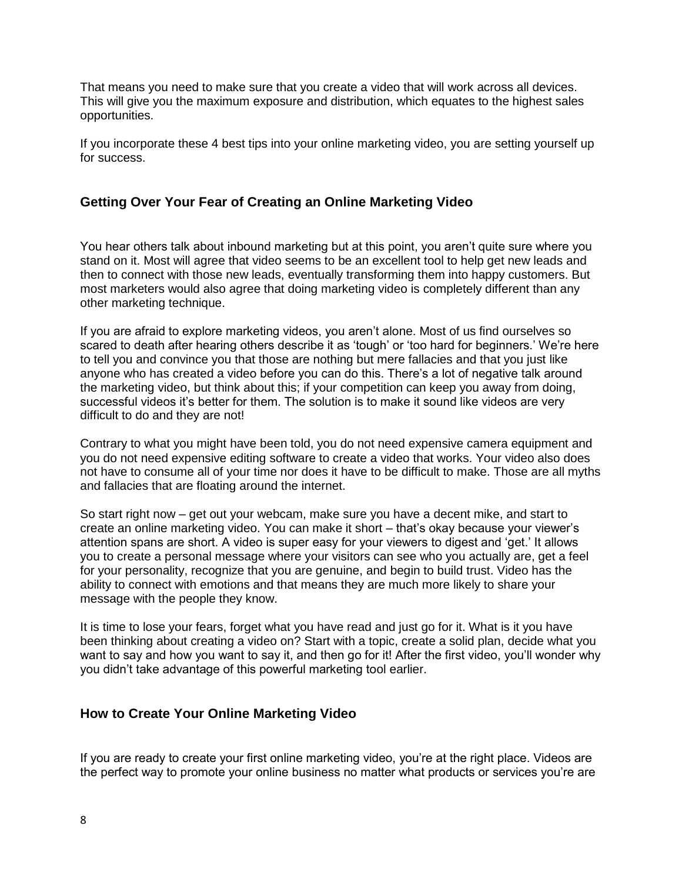That means you need to make sure that you create a video that will work across all devices. This will give you the maximum exposure and distribution, which equates to the highest sales opportunities.

If you incorporate these 4 best tips into your online marketing video, you are setting yourself up for success.

## Getting Over Your Fear of Creating an Online Marketing Video

You hear others talk about inbound marketing but at this point, you aren't quite sure where you stand on it. Most will agree that video seems to be an excellent tool to help get new leads and then to connect with those new leads, eventually transforming them into happy customers. But most marketers would also agree that doing marketing video is completely different than any other marketing technique.

If you are afraid to explore marketing videos, you aren't alone. Most of us find ourselves so scared to death after hearing others describe it as 'tough' or 'too hard for beginners.' We're here to tell you and convince you that those are nothing but mere fallacies and that you just like anyone who has created a video before you can do this. There's a lot of negative talk around the marketing video, but think about this; if your competition can keep you away from doing, successful videos it's better for them. The solution is to make it sound like videos are very difficult to do and they are not!

Contrary to what you might have been told, you do not need expensive camera equipment and you do not need expensive editing software to create a video that works. Your video also does not have to consume all of your time nor does it have to be difficult to make. Those are all myths and fallacies that are floating around the internet.

So start right now – get out your webcam, make sure you have a decent mike, and start to create an online marketing video. You can make it short – that's okay because your viewer's attention spans are short. A video is super easy for your viewers to digest and 'get.' It allows you to create a personal message where your visitors can see who you actually are, get a feel for your personality, recognize that you are genuine, and begin to build trust. Video has the ability to connect with emotions and that means they are much more likely to share your message with the people they know.

It is time to lose your fears, forget what you have read and just go for it. What is it you have been thinking about creating a video on? Start with a topic, create a solid plan, decide what you want to say and how you want to say it, and then go for it! After the first video, you'll wonder why you didn't take advantage of this powerful marketing tool earlier.

## How to Create Your Online Marketing Video

If you are ready to create your first online marketing video, you're at the right place. Videos are the perfect way to promote your online business no matter what products or services you're are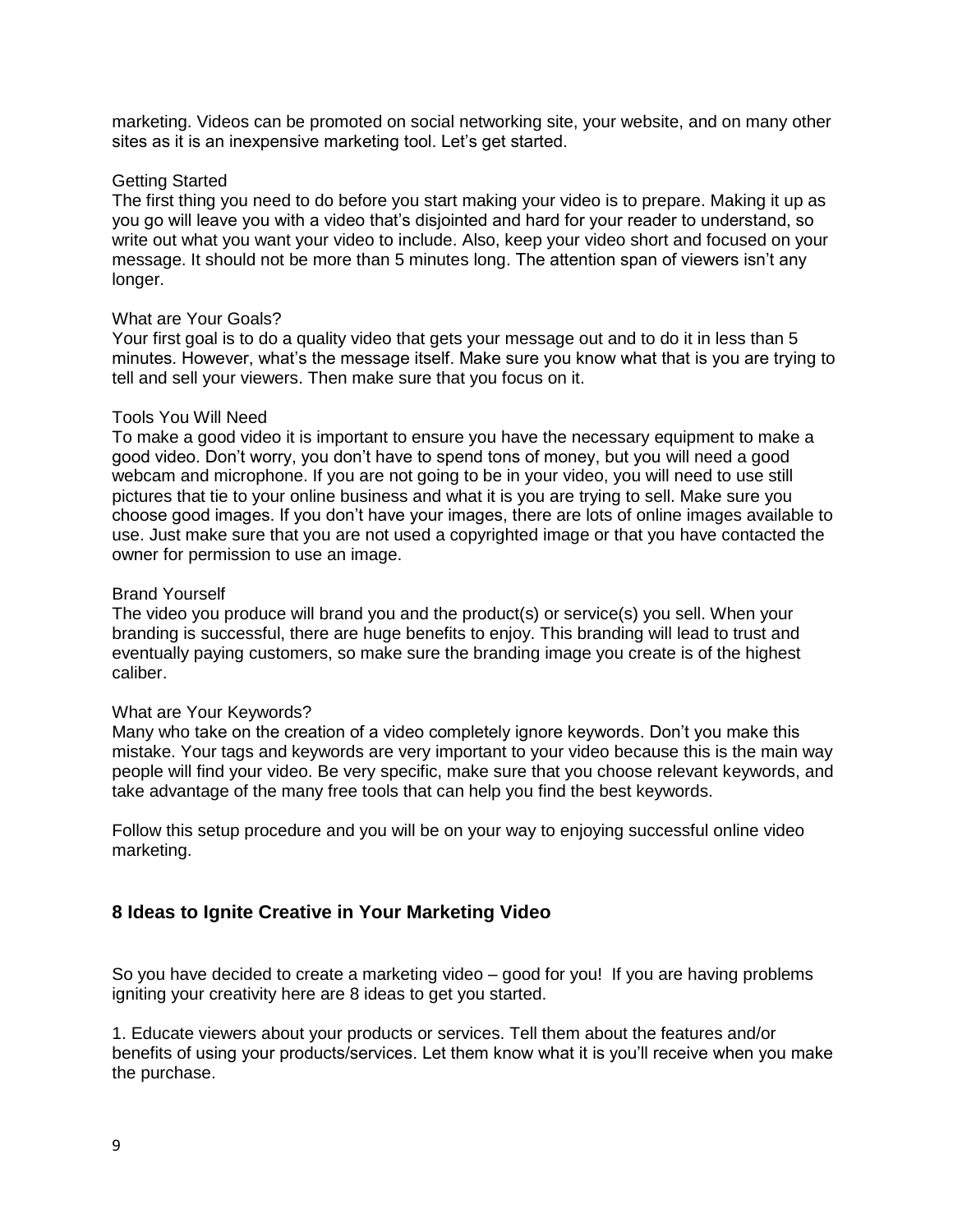marketing. Videos can be promoted on social networking site, your website, and on many other sites as it is an inexpensive marketing tool. Let's get started.

Getting Started
The first thing you need to do before you start making your video is to prepare. Making it up as you go will leave you with a video that's disjointed and hard for your reader to understand, so write out what you want your video to include. Also, keep your video short and focused on your message. It should not be more than 5 minutes long. The attention span of viewers isn't any longer.

What are Your Goals?
Your first goal is to do a quality video that gets your message out and to do it in less than 5 minutes. However, what's the message itself. Make sure you know what that is you are trying to tell and sell your viewers. Then make sure that you focus on it.

Tools You Will Need
To make a good video it is important to ensure you have the necessary equipment to make a good video. Don't worry, you don't have to spend tons of money, but you will need a good webcam and microphone. If you are not going to be in your video, you will need to use still pictures that tie to your online business and what it is you are trying to sell. Make sure you choose good images. If you don't have your images, there are lots of online images available to use. Just make sure that you are not used a copyrighted image or that you have contacted the owner for permission to use an image.

Brand Yourself
The video you produce will brand you and the product(s) or service(s) you sell. When your branding is successful, there are huge benefits to enjoy. This branding will lead to trust and eventually paying customers, so make sure the branding image you create is of the highest caliber.

What are Your Keywords?
Many who take on the creation of a video completely ignore keywords. Don't you make this mistake. Your tags and keywords are very important to your video because this is the main way people will find your video. Be very specific, make sure that you choose relevant keywords, and take advantage of the many free tools that can help you find the best keywords.

Follow this setup procedure and you will be on your way to enjoying successful online video marketing.

## 8 Ideas to Ignite Creative in Your Marketing Video

So you have decided to create a marketing video – good for you! If you are having problems igniting your creativity here are 8 ideas to get you started.

1. Educate viewers about your products or services. Tell them about the features and/or benefits of using your products/services. Let them know what it is you'll receive when you make the purchase.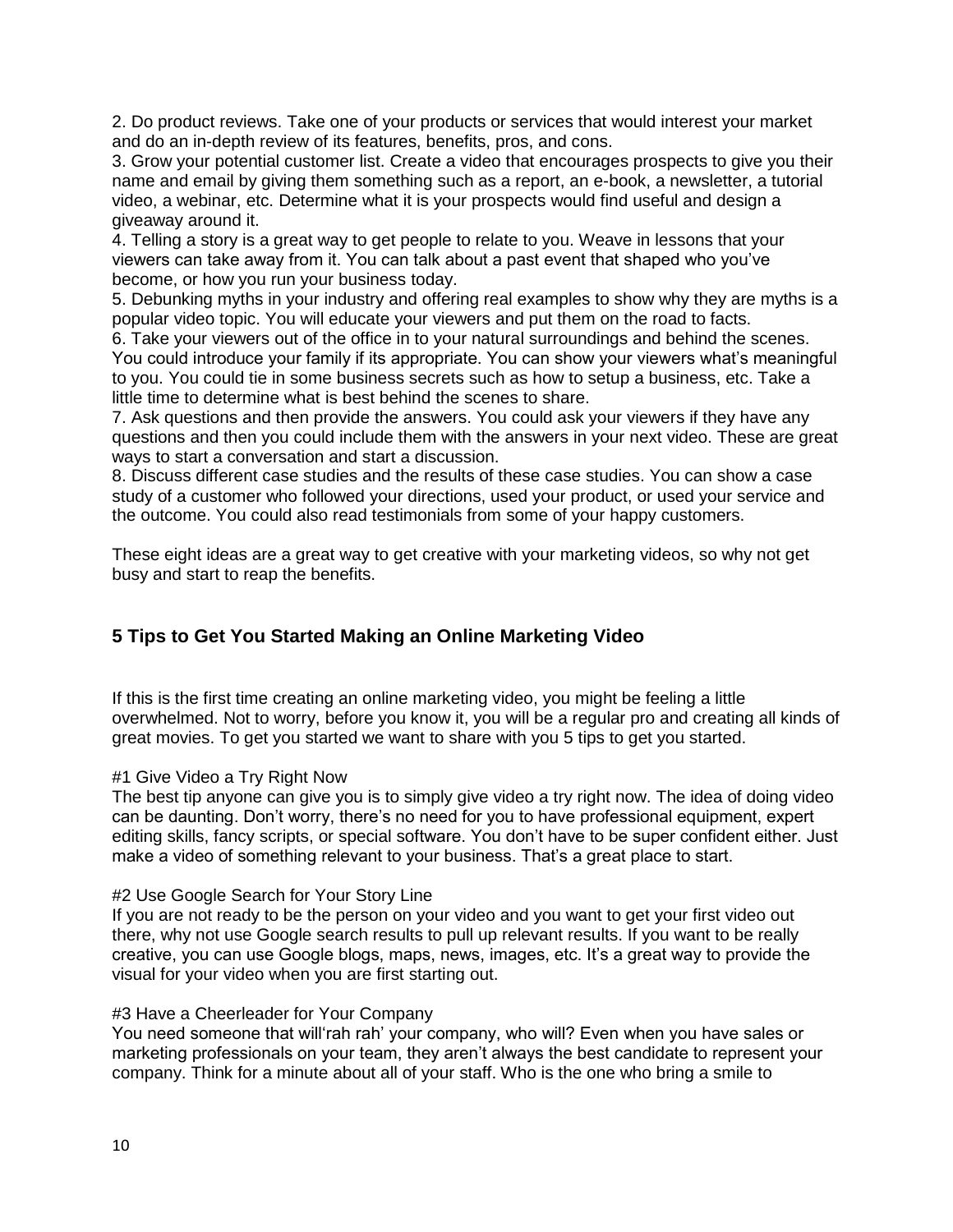2. Do product reviews. Take one of your products or services that would interest your market and do an in-depth review of its features, benefits, pros, and cons.
3. Grow your potential customer list. Create a video that encourages prospects to give you their name and email by giving them something such as a report, an e-book, a newsletter, a tutorial video, a webinar, etc. Determine what it is your prospects would find useful and design a giveaway around it.
4. Telling a story is a great way to get people to relate to you. Weave in lessons that your viewers can take away from it. You can talk about a past event that shaped who you've become, or how you run your business today.
5. Debunking myths in your industry and offering real examples to show why they are myths is a popular video topic. You will educate your viewers and put them on the road to facts.
6. Take your viewers out of the office in to your natural surroundings and behind the scenes. You could introduce your family if its appropriate. You can show your viewers what's meaningful to you. You could tie in some business secrets such as how to setup a business, etc. Take a little time to determine what is best behind the scenes to share.
7. Ask questions and then provide the answers. You could ask your viewers if they have any questions and then you could include them with the answers in your next video. These are great ways to start a conversation and start a discussion.
8. Discuss different case studies and the results of these case studies. You can show a case study of a customer who followed your directions, used your product, or used your service and the outcome. You could also read testimonials from some of your happy customers.

These eight ideas are a great way to get creative with your marketing videos, so why not get busy and start to reap the benefits.

## 5 Tips to Get You Started Making an Online Marketing Video

If this is the first time creating an online marketing video, you might be feeling a little overwhelmed. Not to worry, before you know it, you will be a regular pro and creating all kinds of great movies. To get you started we want to share with you 5 tips to get you started.

#1 Give Video a Try Right Now
The best tip anyone can give you is to simply give video a try right now. The idea of doing video can be daunting. Don't worry, there's no need for you to have professional equipment, expert editing skills, fancy scripts, or special software. You don't have to be super confident either. Just make a video of something relevant to your business. That's a great place to start.

#2 Use Google Search for Your Story Line
If you are not ready to be the person on your video and you want to get your first video out there, why not use Google search results to pull up relevant results. If you want to be really creative, you can use Google blogs, maps, news, images, etc. It's a great way to provide the visual for your video when you are first starting out.

#3 Have a Cheerleader for Your Company
You need someone that will'rah rah' your company, who will? Even when you have sales or marketing professionals on your team, they aren't always the best candidate to represent your company. Think for a minute about all of your staff. Who is the one who bring a smile to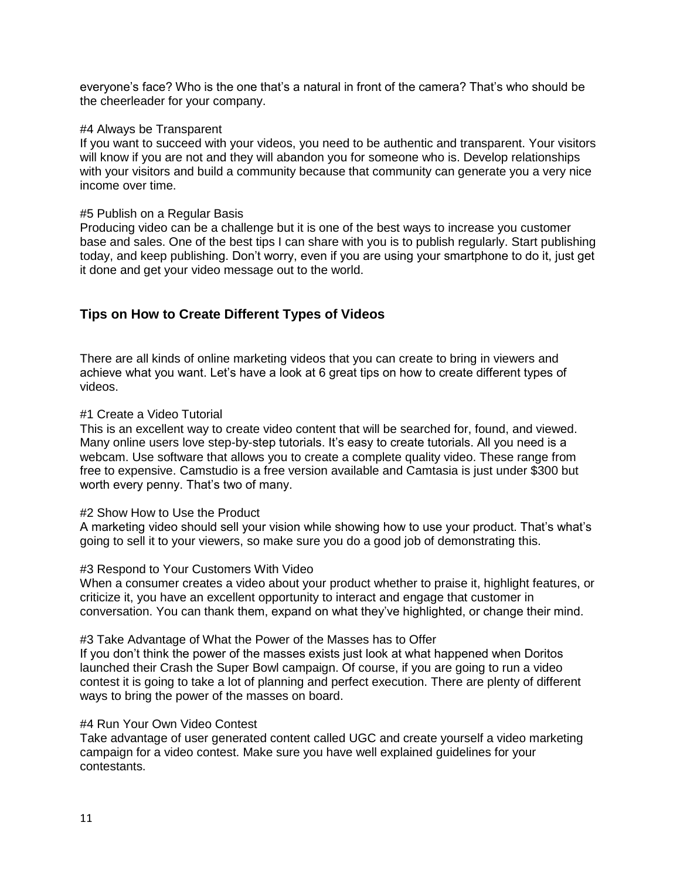everyone's face? Who is the one that's a natural in front of the camera? That's who should be the cheerleader for your company.

#4 Always be Transparent
If you want to succeed with your videos, you need to be authentic and transparent. Your visitors will know if you are not and they will abandon you for someone who is. Develop relationships with your visitors and build a community because that community can generate you a very nice income over time.

#5 Publish on a Regular Basis
Producing video can be a challenge but it is one of the best ways to increase you customer base and sales. One of the best tips I can share with you is to publish regularly. Start publishing today, and keep publishing. Don't worry, even if you are using your smartphone to do it, just get it done and get your video message out to the world.

## Tips on How to Create Different Types of Videos

There are all kinds of online marketing videos that you can create to bring in viewers and achieve what you want. Let's have a look at 6 great tips on how to create different types of videos.

#1 Create a Video Tutorial
This is an excellent way to create video content that will be searched for, found, and viewed. Many online users love step-by-step tutorials. It's easy to create tutorials. All you need is a webcam. Use software that allows you to create a complete quality video. These range from free to expensive. Camstudio is a free version available and Camtasia is just under $300 but worth every penny. That's two of many.

#2 Show How to Use the Product
A marketing video should sell your vision while showing how to use your product. That's what's going to sell it to your viewers, so make sure you do a good job of demonstrating this.

#3 Respond to Your Customers With Video
When a consumer creates a video about your product whether to praise it, highlight features, or criticize it, you have an excellent opportunity to interact and engage that customer in conversation. You can thank them, expand on what they've highlighted, or change their mind.

#3 Take Advantage of What the Power of the Masses has to Offer
If you don't think the power of the masses exists just look at what happened when Doritos launched their Crash the Super Bowl campaign. Of course, if you are going to run a video contest it is going to take a lot of planning and perfect execution. There are plenty of different ways to bring the power of the masses on board.

#4 Run Your Own Video Contest
Take advantage of user generated content called UGC and create yourself a video marketing campaign for a video contest. Make sure you have well explained guidelines for your contestants.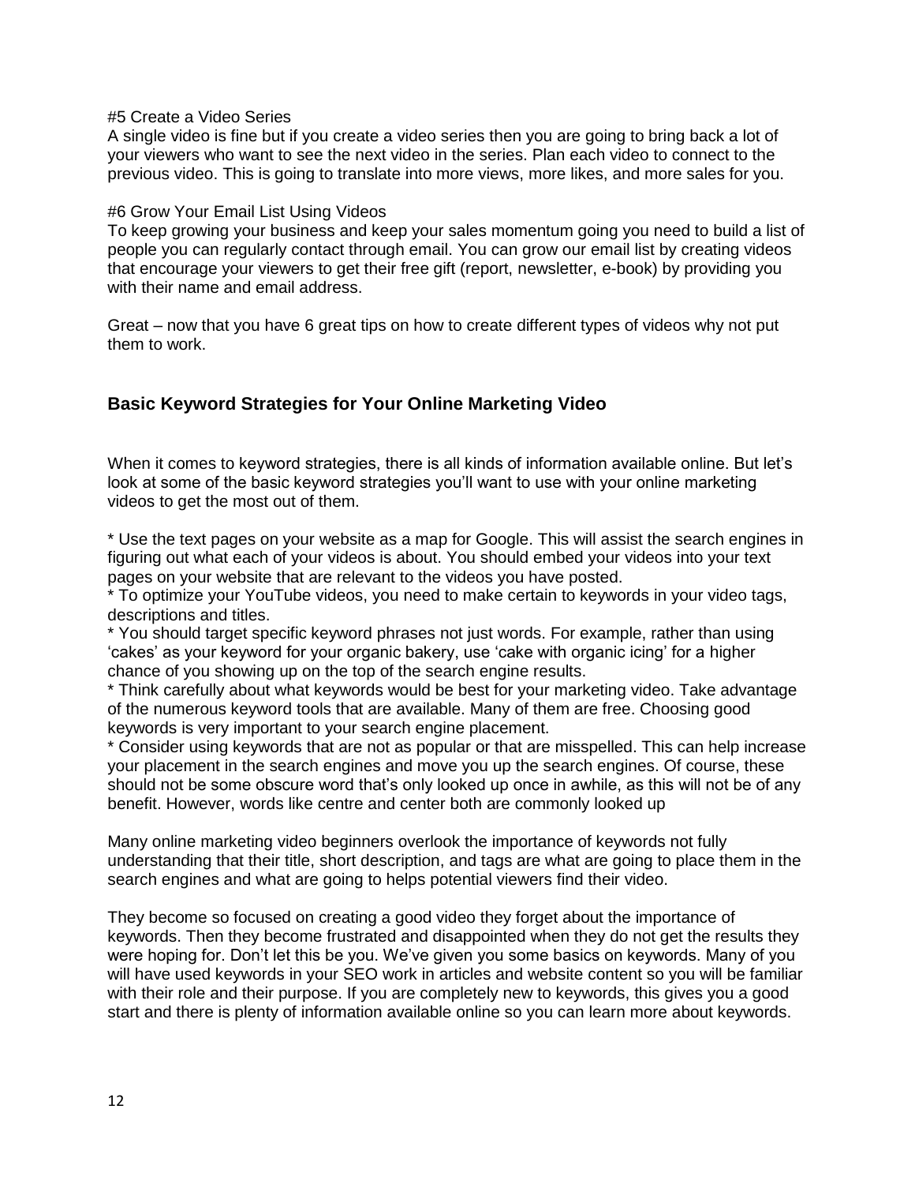#5 Create a Video Series

A single video is fine but if you create a video series then you are going to bring back a lot of your viewers who want to see the next video in the series. Plan each video to connect to the previous video. This is going to translate into more views, more likes, and more sales for you.

#6 Grow Your Email List Using Videos

To keep growing your business and keep your sales momentum going you need to build a list of people you can regularly contact through email. You can grow our email list by creating videos that encourage your viewers to get their free gift (report, newsletter, e-book) by providing you with their name and email address.

Great – now that you have 6 great tips on how to create different types of videos why not put them to work.

## Basic Keyword Strategies for Your Online Marketing Video

When it comes to keyword strategies, there is all kinds of information available online. But let's look at some of the basic keyword strategies you'll want to use with your online marketing videos to get the most out of them.

* Use the text pages on your website as a map for Google. This will assist the search engines in figuring out what each of your videos is about. You should embed your videos into your text pages on your website that are relevant to the videos you have posted.
* To optimize your YouTube videos, you need to make certain to keywords in your video tags, descriptions and titles.
* You should target specific keyword phrases not just words. For example, rather than using 'cakes' as your keyword for your organic bakery, use 'cake with organic icing' for a higher chance of you showing up on the top of the search engine results.
* Think carefully about what keywords would be best for your marketing video. Take advantage of the numerous keyword tools that are available. Many of them are free. Choosing good keywords is very important to your search engine placement.
* Consider using keywords that are not as popular or that are misspelled. This can help increase your placement in the search engines and move you up the search engines. Of course, these should not be some obscure word that's only looked up once in awhile, as this will not be of any benefit. However, words like centre and center both are commonly looked up

Many online marketing video beginners overlook the importance of keywords not fully understanding that their title, short description, and tags are what are going to place them in the search engines and what are going to helps potential viewers find their video.

They become so focused on creating a good video they forget about the importance of keywords. Then they become frustrated and disappointed when they do not get the results they were hoping for. Don't let this be you. We've given you some basics on keywords. Many of you will have used keywords in your SEO work in articles and website content so you will be familiar with their role and their purpose. If you are completely new to keywords, this gives you a good start and there is plenty of information available online so you can learn more about keywords.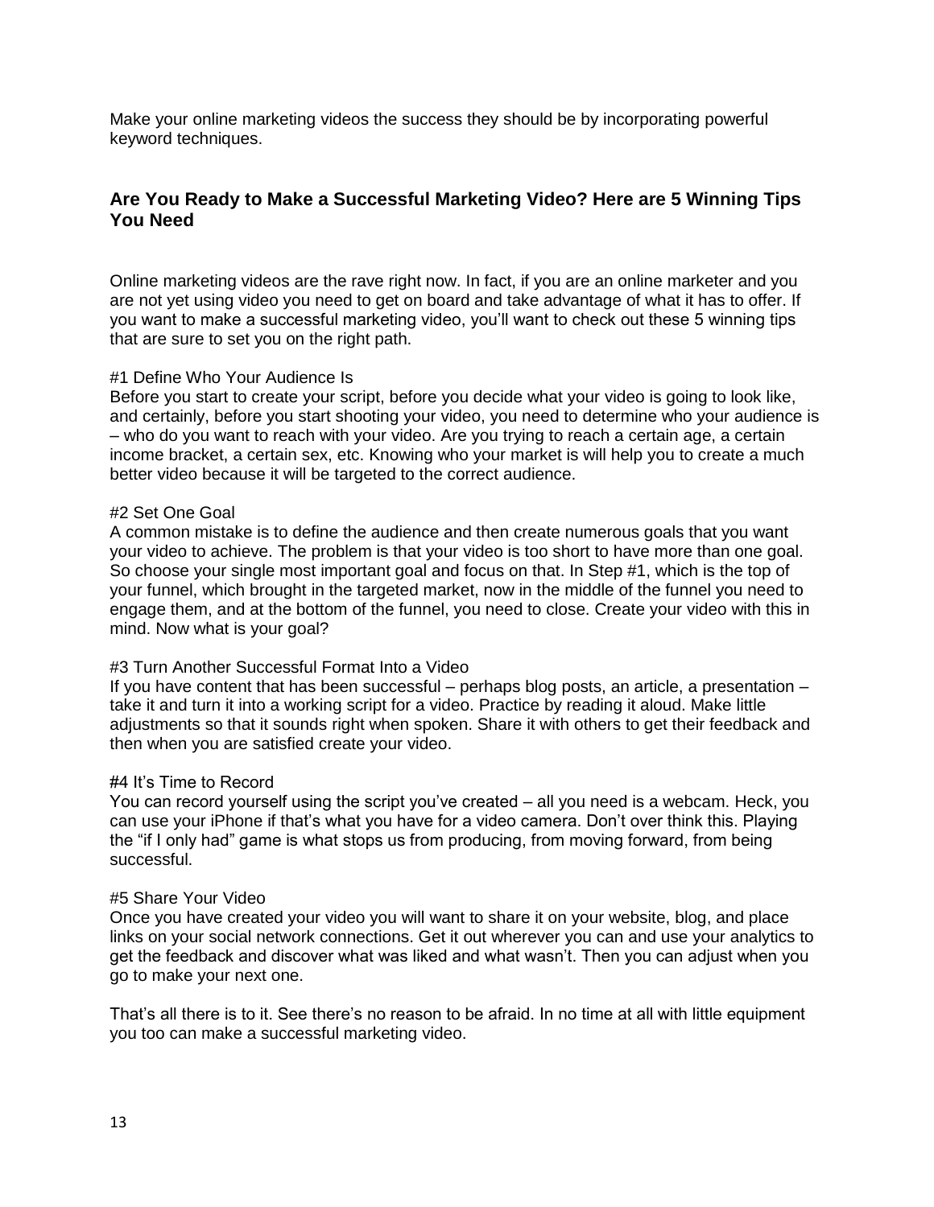Make your online marketing videos the success they should be by incorporating powerful keyword techniques.

## Are You Ready to Make a Successful Marketing Video? Here are 5 Winning Tips You Need

Online marketing videos are the rave right now. In fact, if you are an online marketer and you are not yet using video you need to get on board and take advantage of what it has to offer. If you want to make a successful marketing video, you'll want to check out these 5 winning tips that are sure to set you on the right path.

#1 Define Who Your Audience Is
Before you start to create your script, before you decide what your video is going to look like, and certainly, before you start shooting your video, you need to determine who your audience is – who do you want to reach with your video. Are you trying to reach a certain age, a certain income bracket, a certain sex, etc. Knowing who your market is will help you to create a much better video because it will be targeted to the correct audience.

#2 Set One Goal
A common mistake is to define the audience and then create numerous goals that you want your video to achieve. The problem is that your video is too short to have more than one goal. So choose your single most important goal and focus on that. In Step #1, which is the top of your funnel, which brought in the targeted market, now in the middle of the funnel you need to engage them, and at the bottom of the funnel, you need to close. Create your video with this in mind. Now what is your goal?

#3 Turn Another Successful Format Into a Video
If you have content that has been successful – perhaps blog posts, an article, a presentation – take it and turn it into a working script for a video. Practice by reading it aloud. Make little adjustments so that it sounds right when spoken. Share it with others to get their feedback and then when you are satisfied create your video.

#4 It's Time to Record
You can record yourself using the script you've created – all you need is a webcam. Heck, you can use your iPhone if that's what you have for a video camera. Don't over think this. Playing the "if I only had" game is what stops us from producing, from moving forward, from being successful.

#5 Share Your Video
Once you have created your video you will want to share it on your website, blog, and place links on your social network connections. Get it out wherever you can and use your analytics to get the feedback and discover what was liked and what wasn't. Then you can adjust when you go to make your next one.

That's all there is to it. See there's no reason to be afraid. In no time at all with little equipment you too can make a successful marketing video.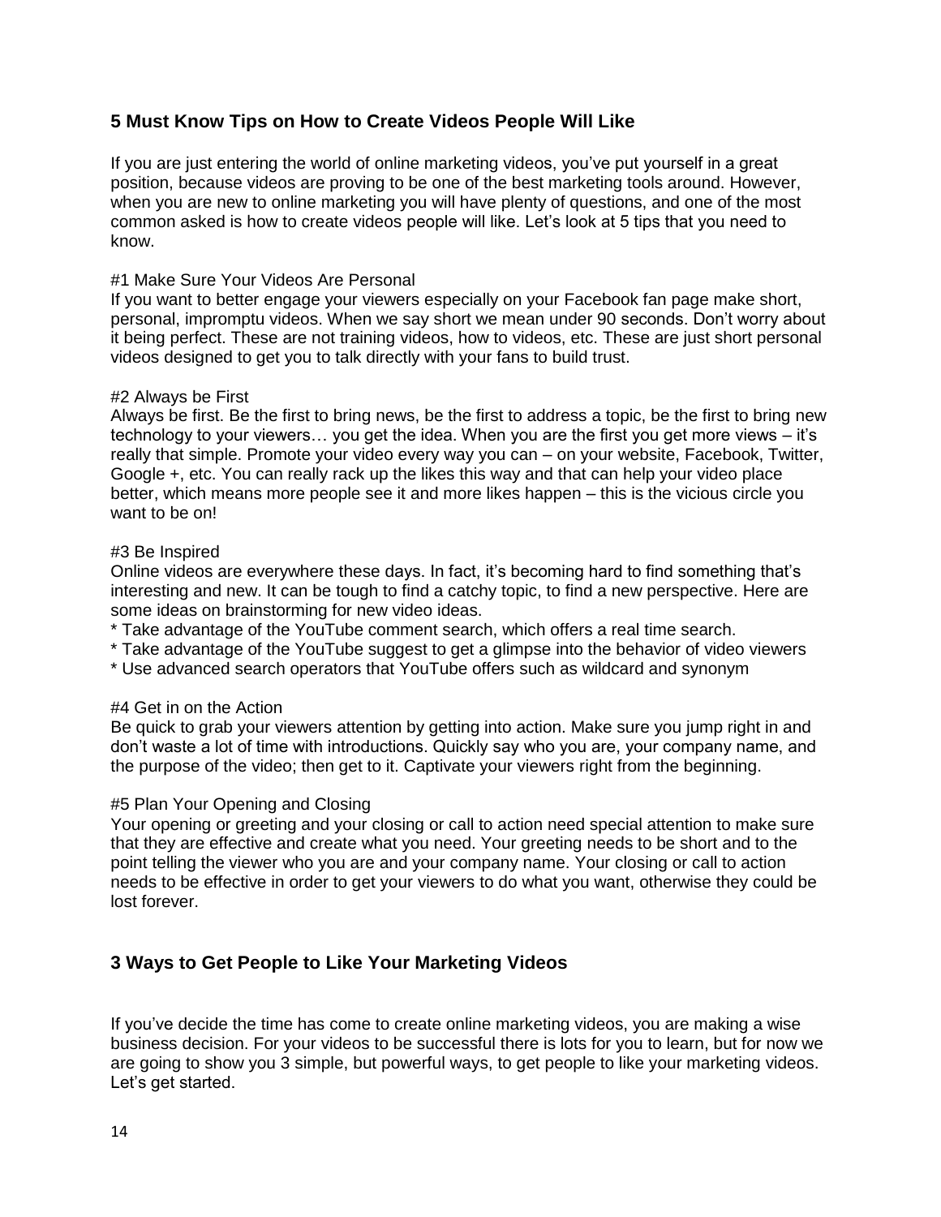## 5 Must Know Tips on How to Create Videos People Will Like

If you are just entering the world of online marketing videos, you've put yourself in a great position, because videos are proving to be one of the best marketing tools around. However, when you are new to online marketing you will have plenty of questions, and one of the most common asked is how to create videos people will like. Let's look at 5 tips that you need to know.

#1 Make Sure Your Videos Are Personal
If you want to better engage your viewers especially on your Facebook fan page make short, personal, impromptu videos. When we say short we mean under 90 seconds. Don't worry about it being perfect. These are not training videos, how to videos, etc. These are just short personal videos designed to get you to talk directly with your fans to build trust.

#2 Always be First
Always be first. Be the first to bring news, be the first to address a topic, be the first to bring new technology to your viewers… you get the idea. When you are the first you get more views – it's really that simple. Promote your video every way you can – on your website, Facebook, Twitter, Google +, etc. You can really rack up the likes this way and that can help your video place better, which means more people see it and more likes happen – this is the vicious circle you want to be on!

#3 Be Inspired
Online videos are everywhere these days. In fact, it's becoming hard to find something that's interesting and new. It can be tough to find a catchy topic, to find a new perspective. Here are some ideas on brainstorming for new video ideas.

* Take advantage of the YouTube comment search, which offers a real time search.
* Take advantage of the YouTube suggest to get a glimpse into the behavior of video viewers
* Use advanced search operators that YouTube offers such as wildcard and synonym

#4 Get in on the Action
Be quick to grab your viewers attention by getting into action. Make sure you jump right in and don't waste a lot of time with introductions. Quickly say who you are, your company name, and the purpose of the video; then get to it. Captivate your viewers right from the beginning.

#5 Plan Your Opening and Closing
Your opening or greeting and your closing or call to action need special attention to make sure that they are effective and create what you need. Your greeting needs to be short and to the point telling the viewer who you are and your company name. Your closing or call to action needs to be effective in order to get your viewers to do what you want, otherwise they could be lost forever.

## 3 Ways to Get People to Like Your Marketing Videos

If you've decide the time has come to create online marketing videos, you are making a wise business decision. For your videos to be successful there is lots for you to learn, but for now we are going to show you 3 simple, but powerful ways, to get people to like your marketing videos. Let's get started.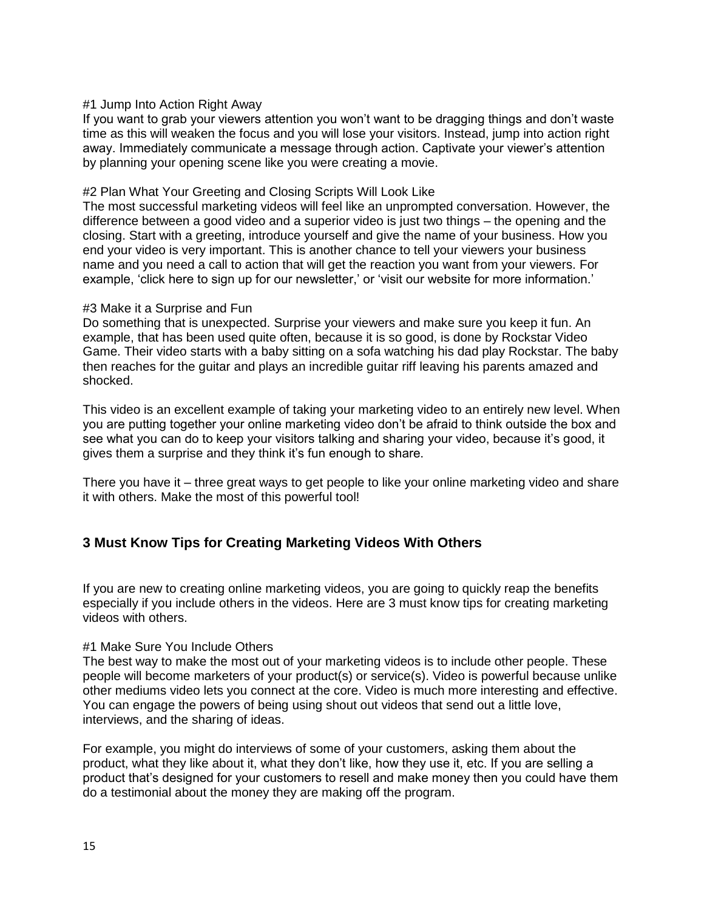#1 Jump Into Action Right Away

If you want to grab your viewers attention you won't want to be dragging things and don't waste time as this will weaken the focus and you will lose your visitors. Instead, jump into action right away. Immediately communicate a message through action. Captivate your viewer's attention by planning your opening scene like you were creating a movie.

#2 Plan What Your Greeting and Closing Scripts Will Look Like

The most successful marketing videos will feel like an unprompted conversation. However, the difference between a good video and a superior video is just two things – the opening and the closing. Start with a greeting, introduce yourself and give the name of your business. How you end your video is very important. This is another chance to tell your viewers your business name and you need a call to action that will get the reaction you want from your viewers. For example, 'click here to sign up for our newsletter,' or 'visit our website for more information.'

#3 Make it a Surprise and Fun

Do something that is unexpected. Surprise your viewers and make sure you keep it fun. An example, that has been used quite often, because it is so good, is done by Rockstar Video Game. Their video starts with a baby sitting on a sofa watching his dad play Rockstar. The baby then reaches for the guitar and plays an incredible guitar riff leaving his parents amazed and shocked.

This video is an excellent example of taking your marketing video to an entirely new level. When you are putting together your online marketing video don't be afraid to think outside the box and see what you can do to keep your visitors talking and sharing your video, because it's good, it gives them a surprise and they think it's fun enough to share.

There you have it – three great ways to get people to like your online marketing video and share it with others. Make the most of this powerful tool!

## 3 Must Know Tips for Creating Marketing Videos With Others

If you are new to creating online marketing videos, you are going to quickly reap the benefits especially if you include others in the videos. Here are 3 must know tips for creating marketing videos with others.

#1 Make Sure You Include Others

The best way to make the most out of your marketing videos is to include other people. These people will become marketers of your product(s) or service(s). Video is powerful because unlike other mediums video lets you connect at the core. Video is much more interesting and effective. You can engage the powers of being using shout out videos that send out a little love, interviews, and the sharing of ideas.

For example, you might do interviews of some of your customers, asking them about the product, what they like about it, what they don't like, how they use it, etc. If you are selling a product that's designed for your customers to resell and make money then you could have them do a testimonial about the money they are making off the program.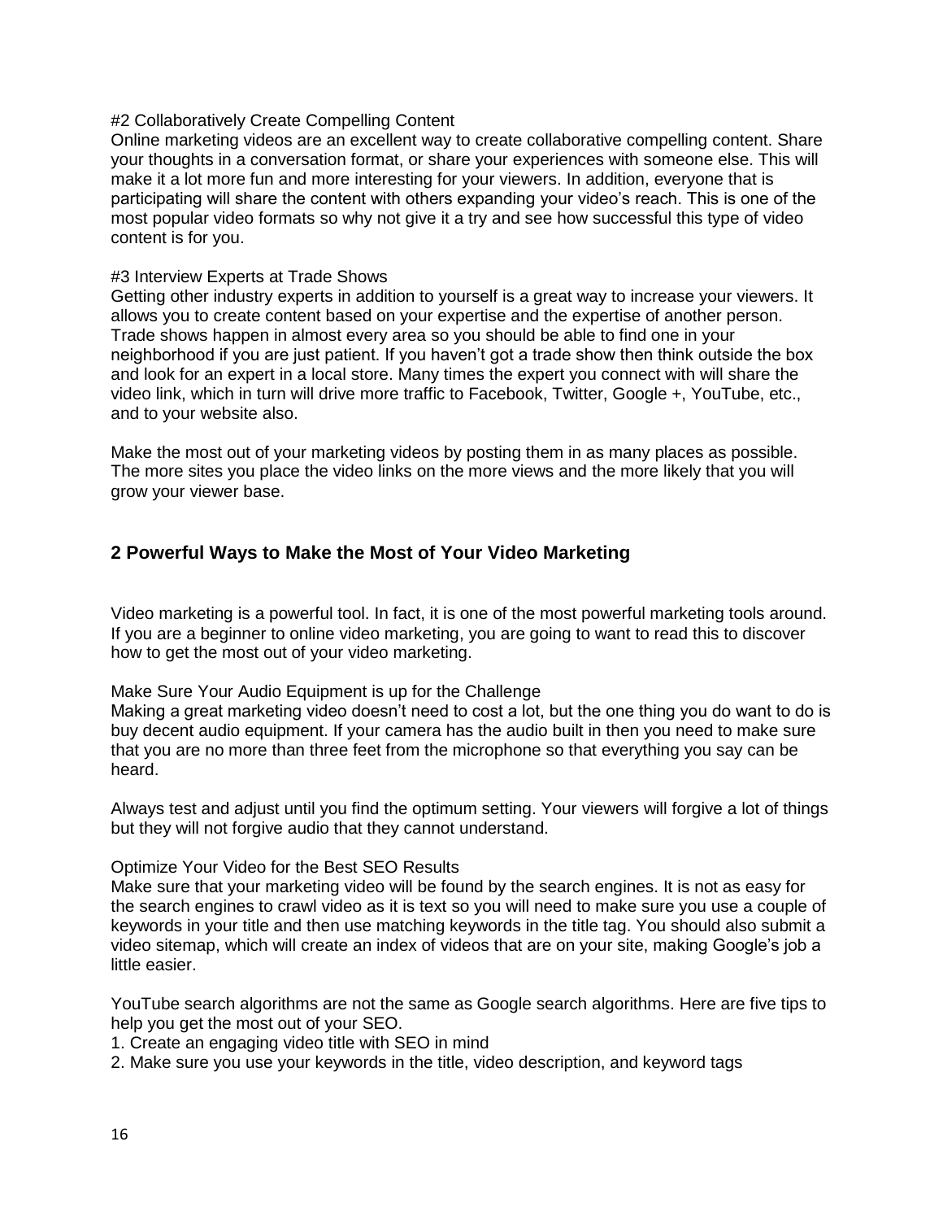#2 Collaboratively Create Compelling Content

Online marketing videos are an excellent way to create collaborative compelling content. Share your thoughts in a conversation format, or share your experiences with someone else. This will make it a lot more fun and more interesting for your viewers. In addition, everyone that is participating will share the content with others expanding your video's reach. This is one of the most popular video formats so why not give it a try and see how successful this type of video content is for you.

#3 Interview Experts at Trade Shows

Getting other industry experts in addition to yourself is a great way to increase your viewers. It allows you to create content based on your expertise and the expertise of another person. Trade shows happen in almost every area so you should be able to find one in your neighborhood if you are just patient. If you haven't got a trade show then think outside the box and look for an expert in a local store. Many times the expert you connect with will share the video link, which in turn will drive more traffic to Facebook, Twitter, Google +, YouTube, etc., and to your website also.

Make the most out of your marketing videos by posting them in as many places as possible. The more sites you place the video links on the more views and the more likely that you will grow your viewer base.

## 2 Powerful Ways to Make the Most of Your Video Marketing

Video marketing is a powerful tool. In fact, it is one of the most powerful marketing tools around. If you are a beginner to online video marketing, you are going to want to read this to discover how to get the most out of your video marketing.

Make Sure Your Audio Equipment is up for the Challenge

Making a great marketing video doesn't need to cost a lot, but the one thing you do want to do is buy decent audio equipment. If your camera has the audio built in then you need to make sure that you are no more than three feet from the microphone so that everything you say can be heard.

Always test and adjust until you find the optimum setting. Your viewers will forgive a lot of things but they will not forgive audio that they cannot understand.

Optimize Your Video for the Best SEO Results

Make sure that your marketing video will be found by the search engines. It is not as easy for the search engines to crawl video as it is text so you will need to make sure you use a couple of keywords in your title and then use matching keywords in the title tag. You should also submit a video sitemap, which will create an index of videos that are on your site, making Google's job a little easier.

YouTube search algorithms are not the same as Google search algorithms. Here are five tips to help you get the most out of your SEO.

1. Create an engaging video title with SEO in mind
2. Make sure you use your keywords in the title, video description, and keyword tags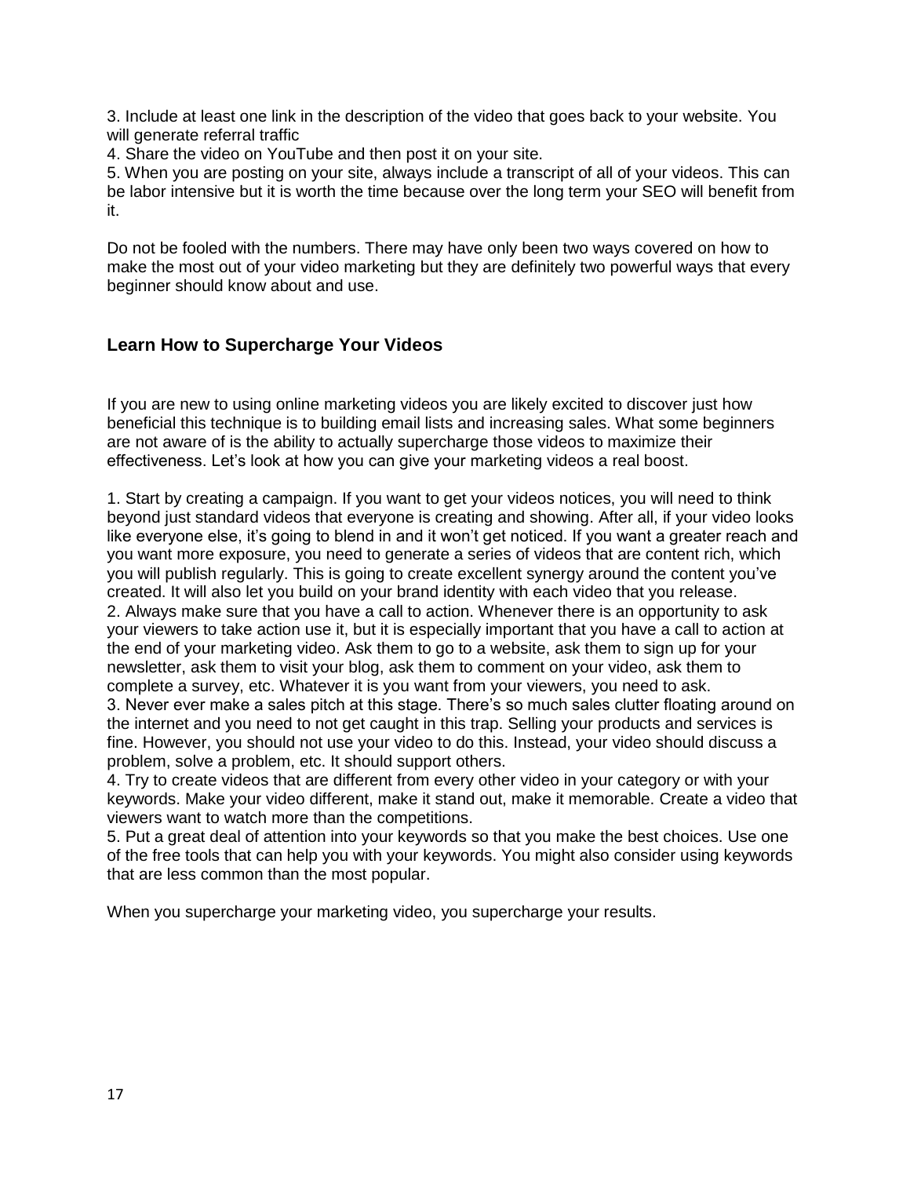3. Include at least one link in the description of the video that goes back to your website. You will generate referral traffic
4. Share the video on YouTube and then post it on your site.
5. When you are posting on your site, always include a transcript of all of your videos. This can be labor intensive but it is worth the time because over the long term your SEO will benefit from it.

Do not be fooled with the numbers. There may have only been two ways covered on how to make the most out of your video marketing but they are definitely two powerful ways that every beginner should know about and use.

## Learn How to Supercharge Your Videos

If you are new to using online marketing videos you are likely excited to discover just how beneficial this technique is to building email lists and increasing sales. What some beginners are not aware of is the ability to actually supercharge those videos to maximize their effectiveness. Let's look at how you can give your marketing videos a real boost.

1. Start by creating a campaign. If you want to get your videos notices, you will need to think beyond just standard videos that everyone is creating and showing. After all, if your video looks like everyone else, it's going to blend in and it won't get noticed. If you want a greater reach and you want more exposure, you need to generate a series of videos that are content rich, which you will publish regularly. This is going to create excellent synergy around the content you've created. It will also let you build on your brand identity with each video that you release.
2. Always make sure that you have a call to action. Whenever there is an opportunity to ask your viewers to take action use it, but it is especially important that you have a call to action at the end of your marketing video. Ask them to go to a website, ask them to sign up for your newsletter, ask them to visit your blog, ask them to comment on your video, ask them to complete a survey, etc. Whatever it is you want from your viewers, you need to ask.
3. Never ever make a sales pitch at this stage. There's so much sales clutter floating around on the internet and you need to not get caught in this trap. Selling your products and services is fine. However, you should not use your video to do this. Instead, your video should discuss a problem, solve a problem, etc. It should support others.
4. Try to create videos that are different from every other video in your category or with your keywords. Make your video different, make it stand out, make it memorable. Create a video that viewers want to watch more than the competitions.
5. Put a great deal of attention into your keywords so that you make the best choices. Use one of the free tools that can help you with your keywords. You might also consider using keywords that are less common than the most popular.

When you supercharge your marketing video, you supercharge your results.